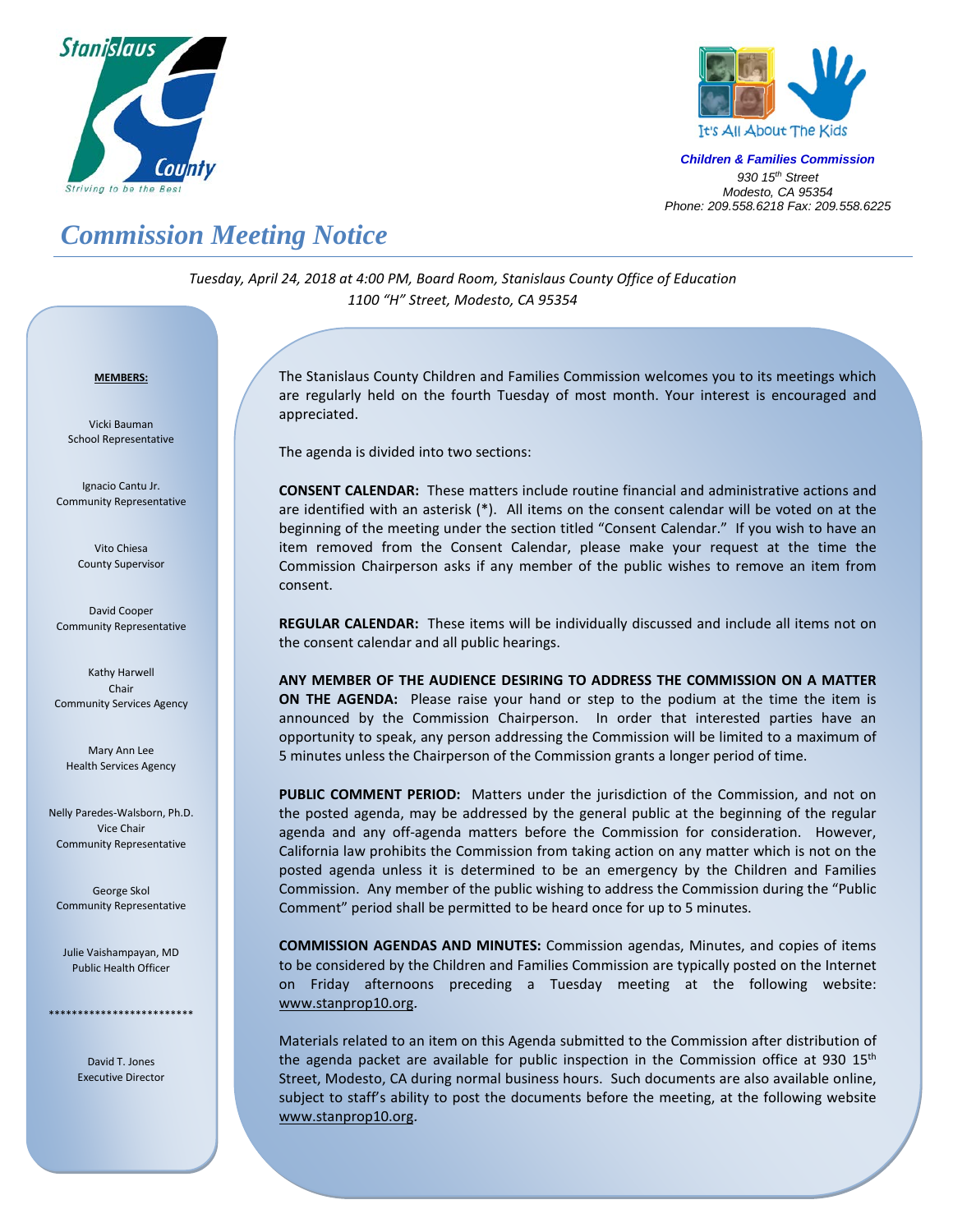Stanislaus County
Striving to be the Best

It's All About The Kids

***Children & Families Commission***
*930 15th Street*
*Modesto, CA 95354*
*Phone: 209.558.6218 Fax: 209.558.6225*

# *Commission Meeting Notice*

*Tuesday, April 24, 2018 at 4:00 PM, Board Room, Stanislaus County Office of Education*
*1100 "H" Street, Modesto, CA 95354*

**MEMBERS:**

Vicki Bauman
School Representative

Ignacio Cantu Jr.
Community Representative

Vito Chiesa
County Supervisor

David Cooper
Community Representative

Kathy Harwell
Chair
Community Services Agency

Mary Ann Lee
Health Services Agency

Nelly Paredes-Walsborn, Ph.D.
Vice Chair
Community Representative

George Skol
Community Representative

Julie Vaishampayan, MD
Public Health Officer

*************************

David T. Jones
Executive Director

The Stanislaus County Children and Families Commission welcomes you to its meetings which are regularly held on the fourth Tuesday of most month. Your interest is encouraged and appreciated.

The agenda is divided into two sections:

**CONSENT CALENDAR:** These matters include routine financial and administrative actions and are identified with an asterisk (*). All items on the consent calendar will be voted on at the beginning of the meeting under the section titled "Consent Calendar." If you wish to have an item removed from the Consent Calendar, please make your request at the time the Commission Chairperson asks if any member of the public wishes to remove an item from consent.

**REGULAR CALENDAR:** These items will be individually discussed and include all items not on the consent calendar and all public hearings.

**ANY MEMBER OF THE AUDIENCE DESIRING TO ADDRESS THE COMMISSION ON A MATTER ON THE AGENDA:** Please raise your hand or step to the podium at the time the item is announced by the Commission Chairperson. In order that interested parties have an opportunity to speak, any person addressing the Commission will be limited to a maximum of 5 minutes unless the Chairperson of the Commission grants a longer period of time.

**PUBLIC COMMENT PERIOD:** Matters under the jurisdiction of the Commission, and not on the posted agenda, may be addressed by the general public at the beginning of the regular agenda and any off-agenda matters before the Commission for consideration. However, California law prohibits the Commission from taking action on any matter which is not on the posted agenda unless it is determined to be an emergency by the Children and Families Commission. Any member of the public wishing to address the Commission during the "Public Comment" period shall be permitted to be heard once for up to 5 minutes.

**COMMISSION AGENDAS AND MINUTES:** Commission agendas, Minutes, and copies of items to be considered by the Children and Families Commission are typically posted on the Internet on Friday afternoons preceding a Tuesday meeting at the following website: www.stanprop10.org.

Materials related to an item on this Agenda submitted to the Commission after distribution of the agenda packet are available for public inspection in the Commission office at 930 15th Street, Modesto, CA during normal business hours. Such documents are also available online, subject to staff's ability to post the documents before the meeting, at the following website www.stanprop10.org.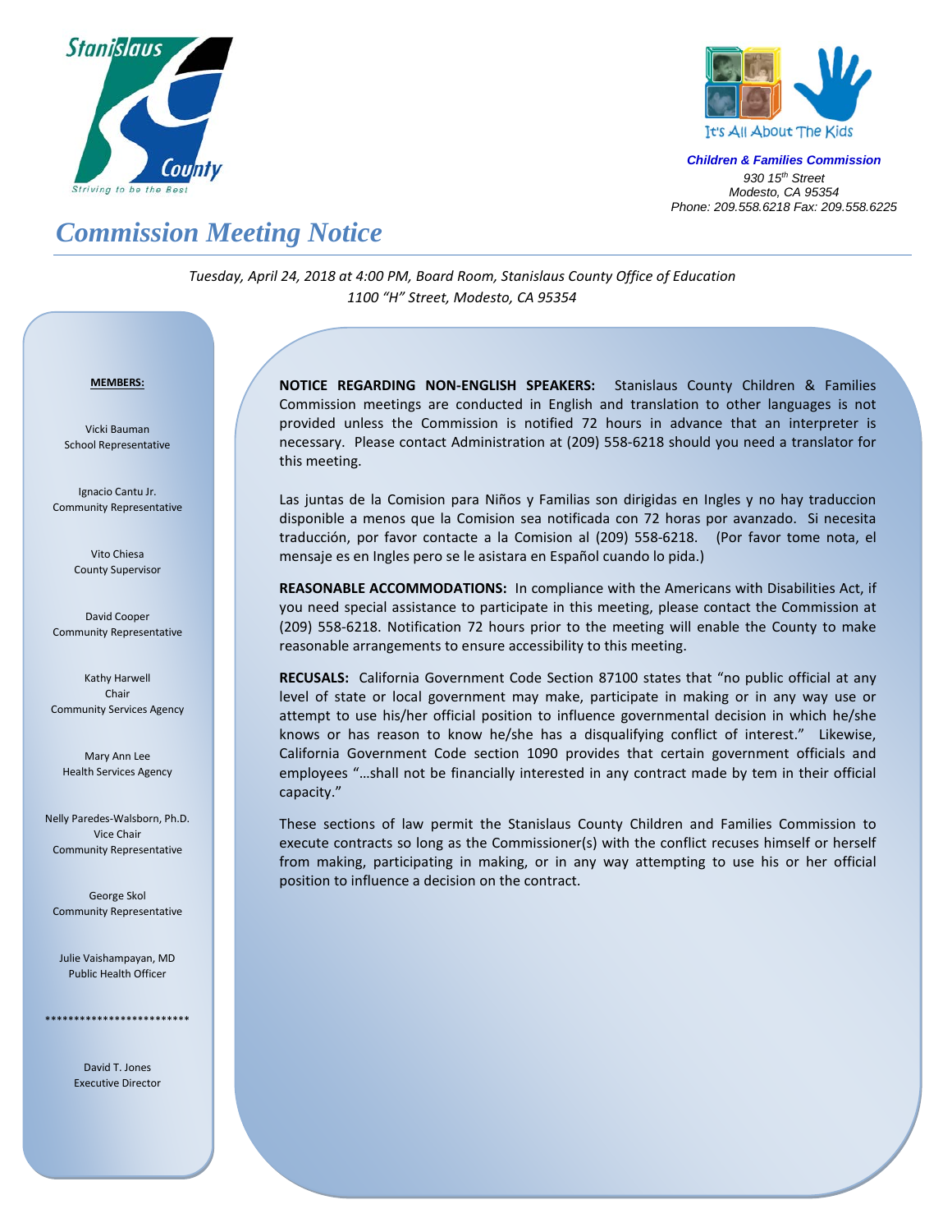Stanislaus County

Striving to be the Best

It's All About The Kids

***Children & Families Commission***

*930 15th Street*
*Modesto, CA 95354*
*Phone: 209.558.6218 Fax: 209.558.6225*

# *Commission Meeting Notice*

*Tuesday, April 24, 2018 at 4:00 PM, Board Room, Stanislaus County Office of Education*
*1100 "H" Street, Modesto, CA 95354*

**MEMBERS:**

Vicki Bauman
School Representative

Ignacio Cantu Jr.
Community Representative

Vito Chiesa
County Supervisor

David Cooper
Community Representative

Kathy Harwell
Chair
Community Services Agency

Mary Ann Lee
Health Services Agency

Nelly Paredes-Walsborn, Ph.D.
Vice Chair
Community Representative

George Skol
Community Representative

Julie Vaishampayan, MD
Public Health Officer

*************************

David T. Jones
Executive Director

**NOTICE REGARDING NON-ENGLISH SPEAKERS:** Stanislaus County Children & Families Commission meetings are conducted in English and translation to other languages is not provided unless the Commission is notified 72 hours in advance that an interpreter is necessary. Please contact Administration at (209) 558-6218 should you need a translator for this meeting.

Las juntas de la Comision para Niños y Familias son dirigidas en Ingles y no hay traduccion disponible a menos que la Comision sea notificada con 72 horas por avanzado. Si necesita traducción, por favor contacte a la Comision al (209) 558-6218. (Por favor tome nota, el mensaje es en Ingles pero se le asistara en Español cuando lo pida.)

**REASONABLE ACCOMMODATIONS:** In compliance with the Americans with Disabilities Act, if you need special assistance to participate in this meeting, please contact the Commission at (209) 558-6218. Notification 72 hours prior to the meeting will enable the County to make reasonable arrangements to ensure accessibility to this meeting.

**RECUSALS:** California Government Code Section 87100 states that "no public official at any level of state or local government may make, participate in making or in any way use or attempt to use his/her official position to influence governmental decision in which he/she knows or has reason to know he/she has a disqualifying conflict of interest." Likewise, California Government Code section 1090 provides that certain government officials and employees "…shall not be financially interested in any contract made by tem in their official capacity."

These sections of law permit the Stanislaus County Children and Families Commission to execute contracts so long as the Commissioner(s) with the conflict recuses himself or herself from making, participating in making, or in any way attempting to use his or her official position to influence a decision on the contract.